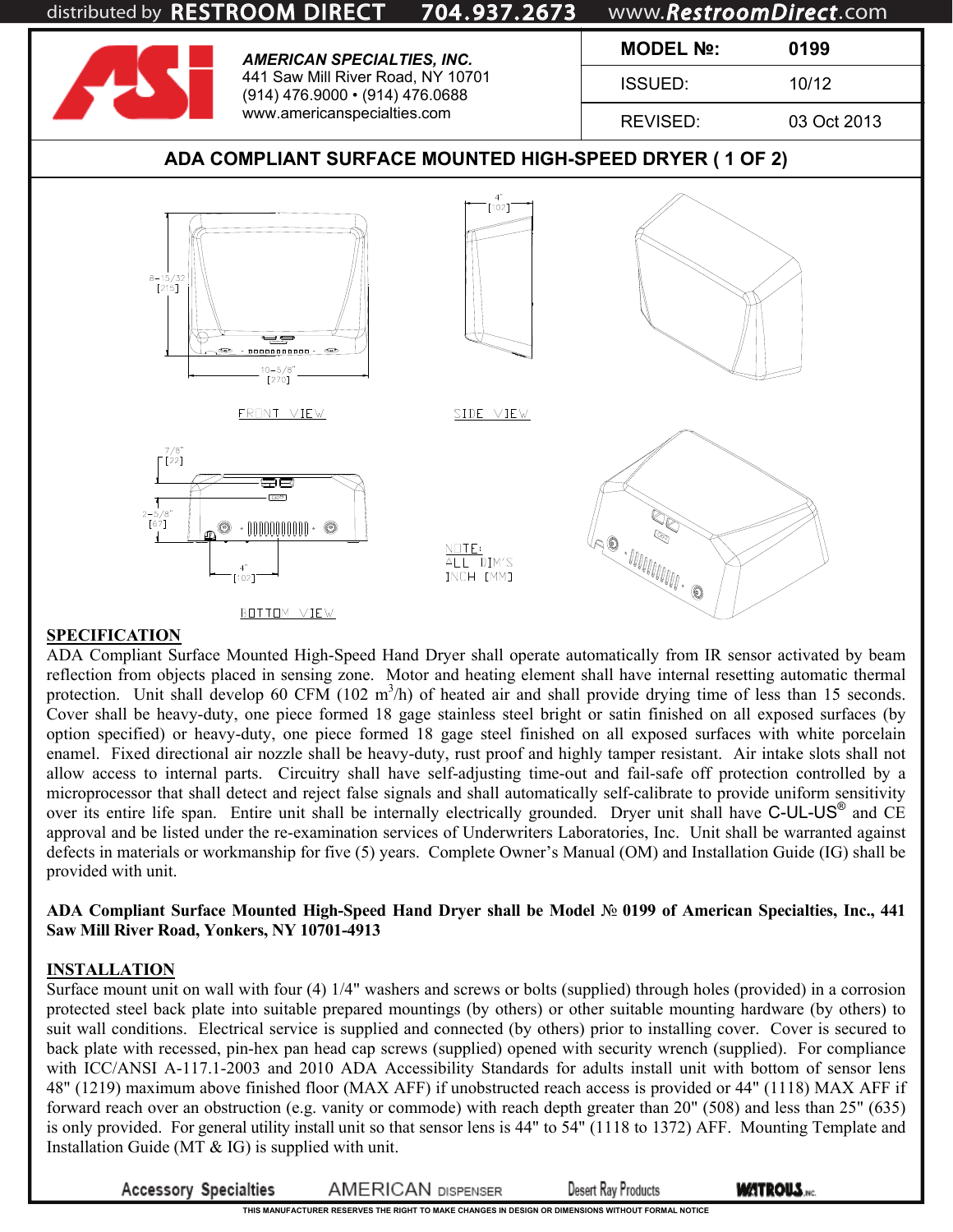distributed by RESTROOM DIRECT 704.937.2673 www.RestroomDirect.com

**AMERICAN SPECIALTIES, INC.**
441 Saw Mill River Road, NY 10701
(914) 476.9000 • (914) 476.0688
www.americanspecialties.com

| MODEL №: | 0199 |
|---|---|
| ISSUED: | 10/12 |
| REVISED: | 03 Oct 2013 |

## ADA COMPLIANT SURFACE MOUNTED HIGH-SPEED DRYER ( 1 OF 2)

FRONT VIEW — 8-15/32" [215]; 10-5/8" [270]

SIDE VIEW — 4" [102]

BOTTOM VIEW — 7/8" [22]; 2-5/8" [67]; 4" [102]

NOTE: ALL DIM'S INCH [MM]

### SPECIFICATION

ADA Compliant Surface Mounted High-Speed Hand Dryer shall operate automatically from IR sensor activated by beam reflection from objects placed in sensing zone. Motor and heating element shall have internal resetting automatic thermal protection. Unit shall develop 60 CFM (102 $m^3$/h) of heated air and shall provide drying time of less than 15 seconds. Cover shall be heavy-duty, one piece formed 18 gage stainless steel bright or satin finished on all exposed surfaces (by option specified) or heavy-duty, one piece formed 18 gage steel finished on all exposed surfaces with white porcelain enamel. Fixed directional air nozzle shall be heavy-duty, rust proof and highly tamper resistant. Air intake slots shall not allow access to internal parts. Circuitry shall have self-adjusting time-out and fail-safe off protection controlled by a microprocessor that shall detect and reject false signals and shall automatically self-calibrate to provide uniform sensitivity over its entire life span. Entire unit shall be internally electrically grounded. Dryer unit shall have C-UL-US® and CE approval and be listed under the re-examination services of Underwriters Laboratories, Inc. Unit shall be warranted against defects in materials or workmanship for five (5) years. Complete Owner's Manual (OM) and Installation Guide (IG) shall be provided with unit.

**ADA Compliant Surface Mounted High-Speed Hand Dryer shall be Model № 0199 of American Specialties, Inc., 441 Saw Mill River Road, Yonkers, NY 10701-4913**

### INSTALLATION

Surface mount unit on wall with four (4) 1/4" washers and screws or bolts (supplied) through holes (provided) in a corrosion protected steel back plate into suitable prepared mountings (by others) or other suitable mounting hardware (by others) to suit wall conditions. Electrical service is supplied and connected (by others) prior to installing cover. Cover is secured to back plate with recessed, pin-hex pan head cap screws (supplied) opened with security wrench (supplied). For compliance with ICC/ANSI A-117.1-2003 and 2010 ADA Accessibility Standards for adults install unit with bottom of sensor lens 48" (1219) maximum above finished floor (MAX AFF) if unobstructed reach access is provided or 44" (1118) MAX AFF if forward reach over an obstruction (e.g. vanity or commode) with reach depth greater than 20" (508) and less than 25" (635) is only provided. For general utility install unit so that sensor lens is 44" to 54" (1118 to 1372) AFF. Mounting Template and Installation Guide (MT & IG) is supplied with unit.

Accessory Specialties AMERICAN DISPENSER Desert Ray Products WATROUS INC.

THIS MANUFACTURER RESERVES THE RIGHT TO MAKE CHANGES IN DESIGN OR DIMENSIONS WITHOUT FORMAL NOTICE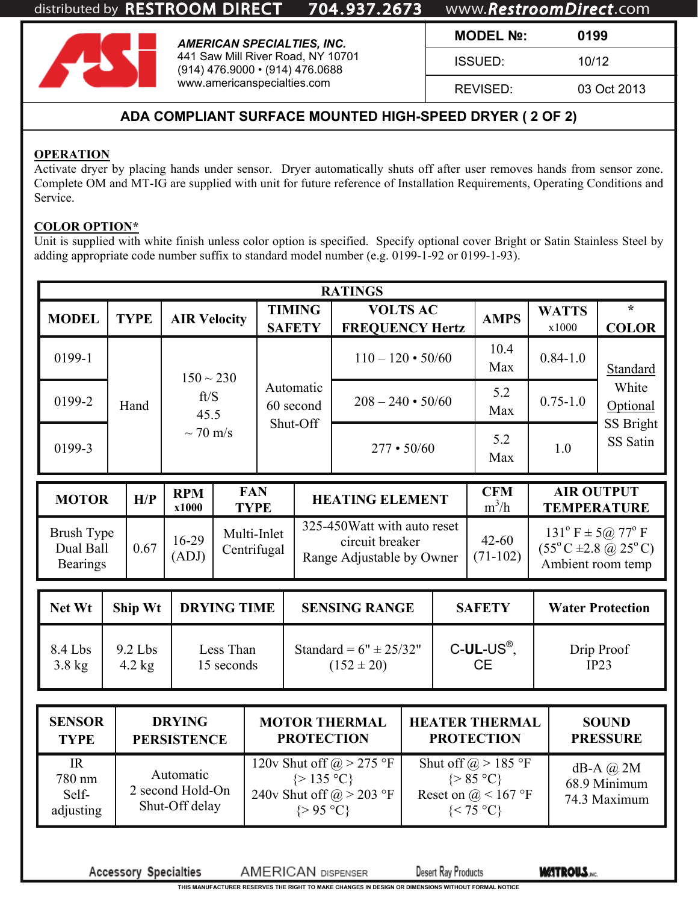AMERICAN SPECIALTIES, INC.
441 Saw Mill River Road, NY 10701
(914) 476.9000 • (914) 476.0688
www.americanspecialties.com

| MODEL №: | 0199 |
|---|---|
| ISSUED: | 10/12 |
| REVISED: | 03 Oct 2013 |

## ADA COMPLIANT SURFACE MOUNTED HIGH-SPEED DRYER ( 2 OF 2)

**OPERATION**

Activate dryer by placing hands under sensor. Dryer automatically shuts off after user removes hands from sensor zone. Complete OM and MT-IG are supplied with unit for future reference of Installation Requirements, Operating Conditions and Service.

**COLOR OPTION***

Unit is supplied with white finish unless color option is specified. Specify optional cover Bright or Satin Stainless Steel by adding appropriate code number suffix to standard model number (e.g. 0199-1-92 or 0199-1-93).

| RATINGS | | | | | | | |
|---|---|---|---|---|---|---|---|
| MODEL | TYPE | AIR Velocity | TIMING SAFETY | VOLTS AC FREQUENCY Hertz | AMPS | WATTS x1000 | * COLOR |
| 0199-1 | Hand | 150 ~ 230 ft/S 45.5 ~ 70 m/s | Automatic 60 second Shut-Off | 110 – 120 • 50/60 | 10.4 Max | 0.84-1.0 | Standard White Optional SS Bright SS Satin |
| 0199-2 | | | | 208 – 240 • 50/60 | 5.2 Max | 0.75-1.0 | |
| 0199-3 | | | | 277 • 50/60 | 5.2 Max | 1.0 | |

| MOTOR | H/P | RPM x1000 | FAN TYPE | HEATING ELEMENT | CFM $m^3/h$ | AIR OUTPUT TEMPERATURE |
|---|---|---|---|---|---|---|
| Brush Type Dual Ball Bearings | 0.67 | 16-29 (ADJ) | Multi-Inlet Centrifugal | 325-450Watt with auto reset circuit breaker Range Adjustable by Owner | 42-60 (71-102) | 131° F ± 5@ 77° F (55° C ±2.8 @ 25° C) Ambient room temp |

| Net Wt | Ship Wt | DRYING TIME | SENSING RANGE | SAFETY | Water Protection |
|---|---|---|---|---|---|
| 8.4 Lbs 3.8 kg | 9.2 Lbs 4.2 kg | Less Than 15 seconds | Standard = 6" ± 25/32" (152 ± 20) | C-UL-US®, CE | Drip Proof IP23 |

| SENSOR TYPE | DRYING PERSISTENCE | MOTOR THERMAL PROTECTION | HEATER THERMAL PROTECTION | SOUND PRESSURE |
|---|---|---|---|---|
| IR 780 nm Self-adjusting | Automatic 2 second Hold-On Shut-Off delay | 120v Shut off @ > 275 °F {> 135 °C} 240v Shut off @ > 203 °F {> 95 °C} | Shut off @ > 185 °F {> 85 °C} Reset on @ < 167 °F {< 75 °C} | dB-A @ 2M 68.9 Minimum 74.3 Maximum |

Accessory Specialties   AMERICAN DISPENSER   Desert Ray Products   WATROUS INC.

THIS MANUFACTURER RESERVES THE RIGHT TO MAKE CHANGES IN DESIGN OR DIMENSIONS WITHOUT FORMAL NOTICE